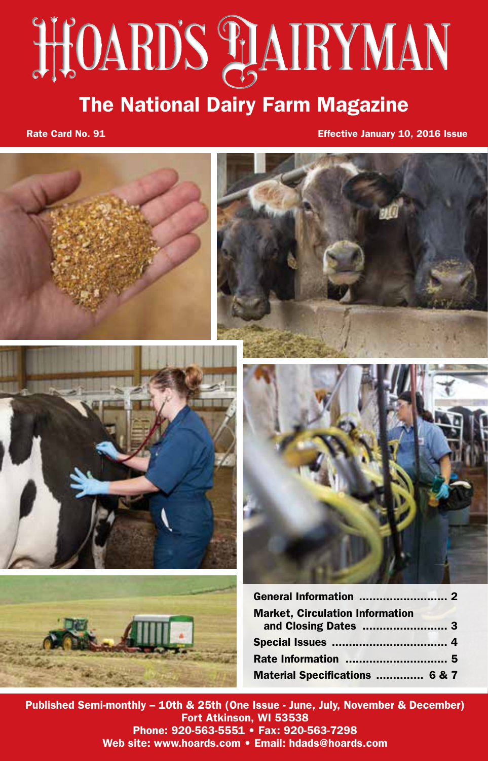# HOARD'S DAIRYMAN

## The National Dairy Farm Magazine

**Rate Card No. 91** | **Effective January 10, 2016 Issue**

**General Information** .......................... 2

**Market, Circulation Information and Closing Dates** .......................... 3

**Special Issues** .......................... 4

**Rate Information** .......................... 5

**Material Specifications** .......................... 6 & 7

**Published Semi-monthly – 10th & 25th (One Issue - June, July, November & December)**
**Fort Atkinson, WI 53538**
**Phone: 920-563-5551 • Fax: 920-563-7298**
**Web site: www.hoards.com • Email: hdads@hoards.com**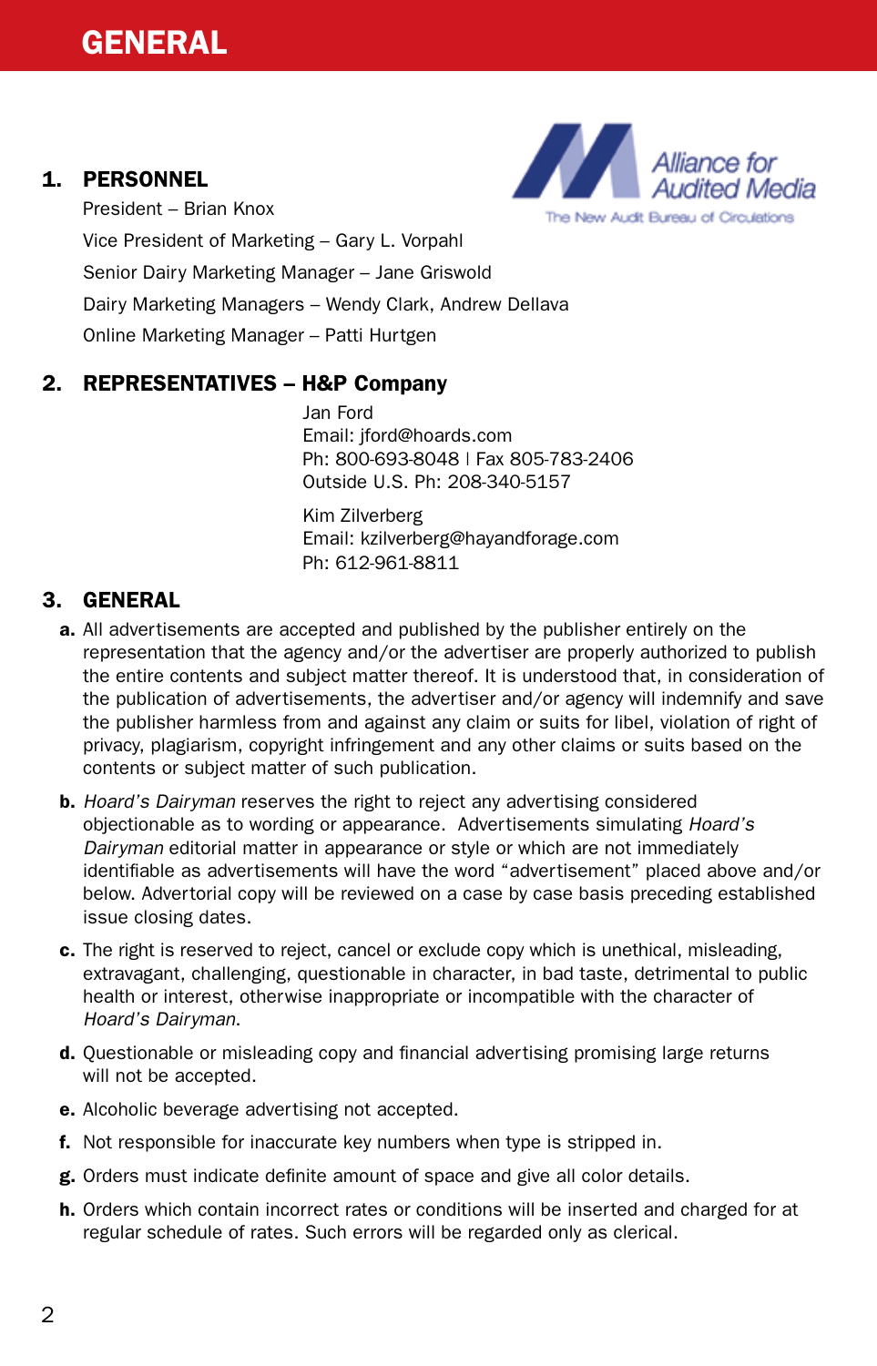# GENERAL

## 1. PERSONNEL

President – Brian Knox

Vice President of Marketing – Gary L. Vorpahl

Senior Dairy Marketing Manager – Jane Griswold

Dairy Marketing Managers – Wendy Clark, Andrew Dellava

Online Marketing Manager – Patti Hurtgen

Alliance for Audited Media
The New Audit Bureau of Circulations

## 2. REPRESENTATIVES – H&P Company

Jan Ford
Email: jford@hoards.com
Ph: 800-693-8048 | Fax 805-783-2406
Outside U.S. Ph: 208-340-5157

Kim Zilverberg
Email: kzilverberg@hayandforage.com
Ph: 612-961-8811

## 3. GENERAL

**a.** All advertisements are accepted and published by the publisher entirely on the representation that the agency and/or the advertiser are properly authorized to publish the entire contents and subject matter thereof. It is understood that, in consideration of the publication of advertisements, the advertiser and/or agency will indemnify and save the publisher harmless from and against any claim or suits for libel, violation of right of privacy, plagiarism, copyright infringement and any other claims or suits based on the contents or subject matter of such publication.

**b.** *Hoard's Dairyman* reserves the right to reject any advertising considered objectionable as to wording or appearance. Advertisements simulating *Hoard's Dairyman* editorial matter in appearance or style or which are not immediately identifiable as advertisements will have the word "advertisement" placed above and/or below. Advertorial copy will be reviewed on a case by case basis preceding established issue closing dates.

**c.** The right is reserved to reject, cancel or exclude copy which is unethical, misleading, extravagant, challenging, questionable in character, in bad taste, detrimental to public health or interest, otherwise inappropriate or incompatible with the character of *Hoard's Dairyman*.

**d.** Questionable or misleading copy and financial advertising promising large returns will not be accepted.

**e.** Alcoholic beverage advertising not accepted.

**f.** Not responsible for inaccurate key numbers when type is stripped in.

**g.** Orders must indicate definite amount of space and give all color details.

**h.** Orders which contain incorrect rates or conditions will be inserted and charged for at regular schedule of rates. Such errors will be regarded only as clerical.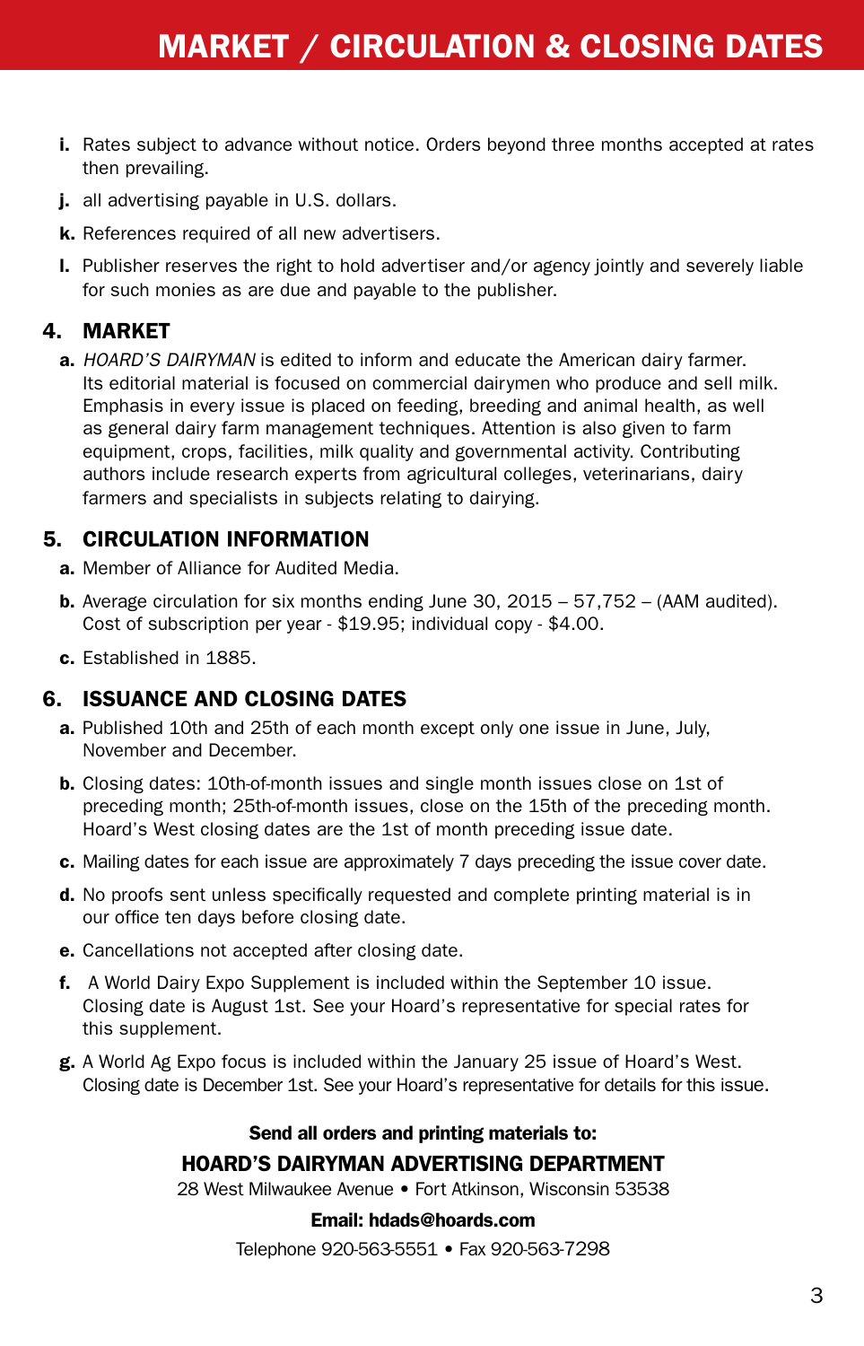# MARKET / CIRCULATION & CLOSING DATES

**i.** Rates subject to advance without notice. Orders beyond three months accepted at rates then prevailing.

**j.** all advertising payable in U.S. dollars.

**k.** References required of all new advertisers.

**l.** Publisher reserves the right to hold advertiser and/or agency jointly and severely liable for such monies as are due and payable to the publisher.

## 4. MARKET

**a.** *HOARD'S DAIRYMAN* is edited to inform and educate the American dairy farmer. Its editorial material is focused on commercial dairymen who produce and sell milk. Emphasis in every issue is placed on feeding, breeding and animal health, as well as general dairy farm management techniques. Attention is also given to farm equipment, crops, facilities, milk quality and governmental activity. Contributing authors include research experts from agricultural colleges, veterinarians, dairy farmers and specialists in subjects relating to dairying.

## 5. CIRCULATION INFORMATION

**a.** Member of Alliance for Audited Media.

**b.** Average circulation for six months ending June 30, 2015 – 57,752 – (AAM audited). Cost of subscription per year - $19.95; individual copy - $4.00.

**c.** Established in 1885.

## 6. ISSUANCE AND CLOSING DATES

**a.** Published 10th and 25th of each month except only one issue in June, July, November and December.

**b.** Closing dates: 10th-of-month issues and single month issues close on 1st of preceding month; 25th-of-month issues, close on the 15th of the preceding month. Hoard's West closing dates are the 1st of month preceding issue date.

**c.** Mailing dates for each issue are approximately 7 days preceding the issue cover date.

**d.** No proofs sent unless specifically requested and complete printing material is in our office ten days before closing date.

**e.** Cancellations not accepted after closing date.

**f.** A World Dairy Expo Supplement is included within the September 10 issue. Closing date is August 1st. See your Hoard's representative for special rates for this supplement.

**g.** A World Ag Expo focus is included within the January 25 issue of Hoard's West. Closing date is December 1st. See your Hoard's representative for details for this issue.

**Send all orders and printing materials to:**

**HOARD'S DAIRYMAN ADVERTISING DEPARTMENT**

28 West Milwaukee Avenue • Fort Atkinson, Wisconsin 53538

**Email: hdads@hoards.com**

Telephone 920-563-5551 • Fax 920-563-7298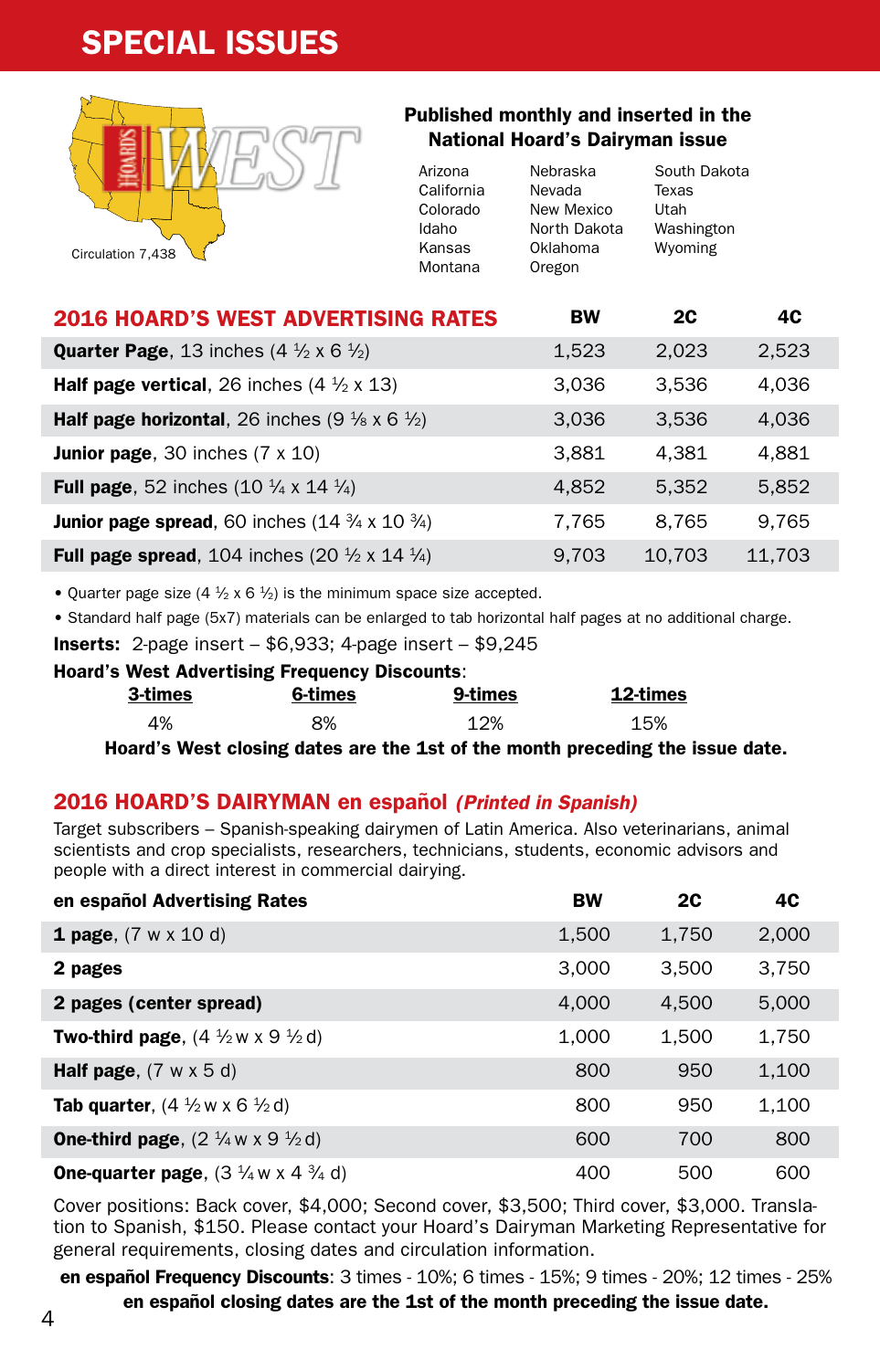# SPECIAL ISSUES

HOARD'S WEST

Circulation 7,438

**Published monthly and inserted in the National Hoard's Dairyman issue**

Arizona
California
Colorado
Idaho
Kansas
Montana
Nebraska
Nevada
New Mexico
North Dakota
Oklahoma
Oregon
South Dakota
Texas
Utah
Washington
Wyoming

## 2016 HOARD'S WEST ADVERTISING RATES

| 2016 HOARD'S WEST ADVERTISING RATES | BW | 2C | 4C |
|---|---|---|---|
| **Quarter Page**, 13 inches (4 ½ x 6 ½) | 1,523 | 2,023 | 2,523 |
| **Half page vertical**, 26 inches (4 ½ x 13) | 3,036 | 3,536 | 4,036 |
| **Half page horizontal**, 26 inches (9 ⅛ x 6 ½) | 3,036 | 3,536 | 4,036 |
| **Junior page**, 30 inches (7 x 10) | 3,881 | 4,381 | 4,881 |
| **Full page**, 52 inches (10 ¼ x 14 ¼) | 4,852 | 5,352 | 5,852 |
| **Junior page spread**, 60 inches (14 ¾ x 10 ¾) | 7,765 | 8,765 | 9,765 |
| **Full page spread**, 104 inches (20 ½ x 14 ¼) | 9,703 | 10,703 | 11,703 |

- Quarter page size (4 ½ x 6 ½) is the minimum space size accepted.
- Standard half page (5x7) materials can be enlarged to tab horizontal half pages at no additional charge.

**Inserts:** 2-page insert – $6,933; 4-page insert – $9,245

**Hoard's West Advertising Frequency Discounts**:

| 3-times | 6-times | 9-times | 12-times |
|---|---|---|---|
| 4% | 8% | 12% | 15% |

**Hoard's West closing dates are the 1st of the month preceding the issue date.**

## 2016 HOARD'S DAIRYMAN en español *(Printed in Spanish)*

Target subscribers – Spanish-speaking dairymen of Latin America. Also veterinarians, animal scientists and crop specialists, researchers, technicians, students, economic advisors and people with a direct interest in commercial dairying.

| en español Advertising Rates | BW | 2C | 4C |
|---|---|---|---|
| **1 page**, (7 w x 10 d) | 1,500 | 1,750 | 2,000 |
| **2 pages** | 3,000 | 3,500 | 3,750 |
| **2 pages (center spread)** | 4,000 | 4,500 | 5,000 |
| **Two-third page**, (4 ½ w x 9 ½ d) | 1,000 | 1,500 | 1,750 |
| **Half page**, (7 w x 5 d) | 800 | 950 | 1,100 |
| **Tab quarter**, (4 ½ w x 6 ½ d) | 800 | 950 | 1,100 |
| **One-third page**, (2 ¼ w x 9 ½ d) | 600 | 700 | 800 |
| **One-quarter page**, (3 ¼ w x 4 ¾ d) | 400 | 500 | 600 |

Cover positions: Back cover, $4,000; Second cover, $3,500; Third cover, $3,000. Translation to Spanish, $150. Please contact your Hoard's Dairyman Marketing Representative for general requirements, closing dates and circulation information.

**en español Frequency Discounts**: 3 times - 10%; 6 times - 15%; 9 times - 20%; 12 times - 25%

**en español closing dates are the 1st of the month preceding the issue date.**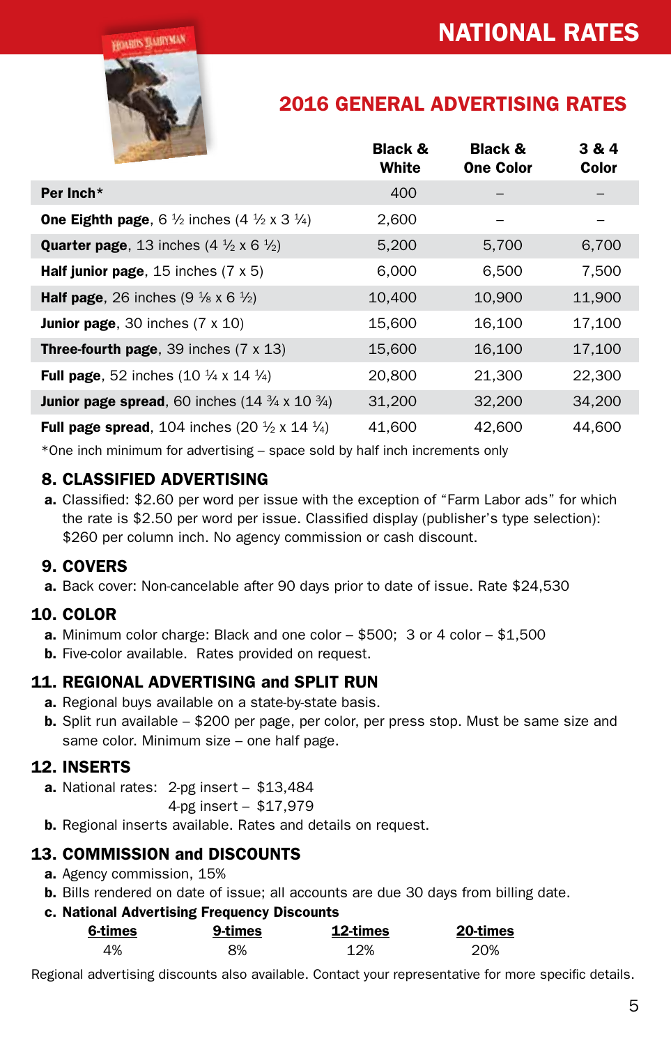# NATIONAL RATES

## 2016 GENERAL ADVERTISING RATES

| | Black & White | Black & One Color | 3 & 4 Color |
|---|---|---|---|
| **Per Inch*** | 400 | – | – |
| **One Eighth page**, 6 ½ inches (4 ½ x 3 ¼) | 2,600 | – | – |
| **Quarter page**, 13 inches (4 ½ x 6 ½) | 5,200 | 5,700 | 6,700 |
| **Half junior page**, 15 inches (7 x 5) | 6,000 | 6,500 | 7,500 |
| **Half page**, 26 inches (9 ⅛ x 6 ½) | 10,400 | 10,900 | 11,900 |
| **Junior page**, 30 inches (7 x 10) | 15,600 | 16,100 | 17,100 |
| **Three-fourth page**, 39 inches (7 x 13) | 15,600 | 16,100 | 17,100 |
| **Full page**, 52 inches (10 ¼ x 14 ¼) | 20,800 | 21,300 | 22,300 |
| **Junior page spread**, 60 inches (14 ¾ x 10 ¾) | 31,200 | 32,200 | 34,200 |
| **Full page spread**, 104 inches (20 ½ x 14 ¼) | 41,600 | 42,600 | 44,600 |

*One inch minimum for advertising – space sold by half inch increments only

### 8. CLASSIFIED ADVERTISING

**a.** Classified: $2.60 per word per issue with the exception of "Farm Labor ads" for which the rate is $2.50 per word per issue. Classified display (publisher's type selection): $260 per column inch. No agency commission or cash discount.

### 9. COVERS

**a.** Back cover: Non-cancelable after 90 days prior to date of issue. Rate $24,530

### 10. COLOR

**a.** Minimum color charge: Black and one color – $500; 3 or 4 color – $1,500

**b.** Five-color available. Rates provided on request.

### 11. REGIONAL ADVERTISING and SPLIT RUN

**a.** Regional buys available on a state-by-state basis.

**b.** Split run available – $200 per page, per color, per press stop. Must be same size and same color. Minimum size – one half page.

### 12. INSERTS

**a.** National rates: 2-pg insert – $13,484
4-pg insert – $17,979

**b.** Regional inserts available. Rates and details on request.

### 13. COMMISSION and DISCOUNTS

**a.** Agency commission, 15%

**b.** Bills rendered on date of issue; all accounts are due 30 days from billing date.

**c. National Advertising Frequency Discounts**

| 6-times | 9-times | 12-times | 20-times |
|---|---|---|---|
| 4% | 8% | 12% | 20% |

Regional advertising discounts also available. Contact your representative for more specific details.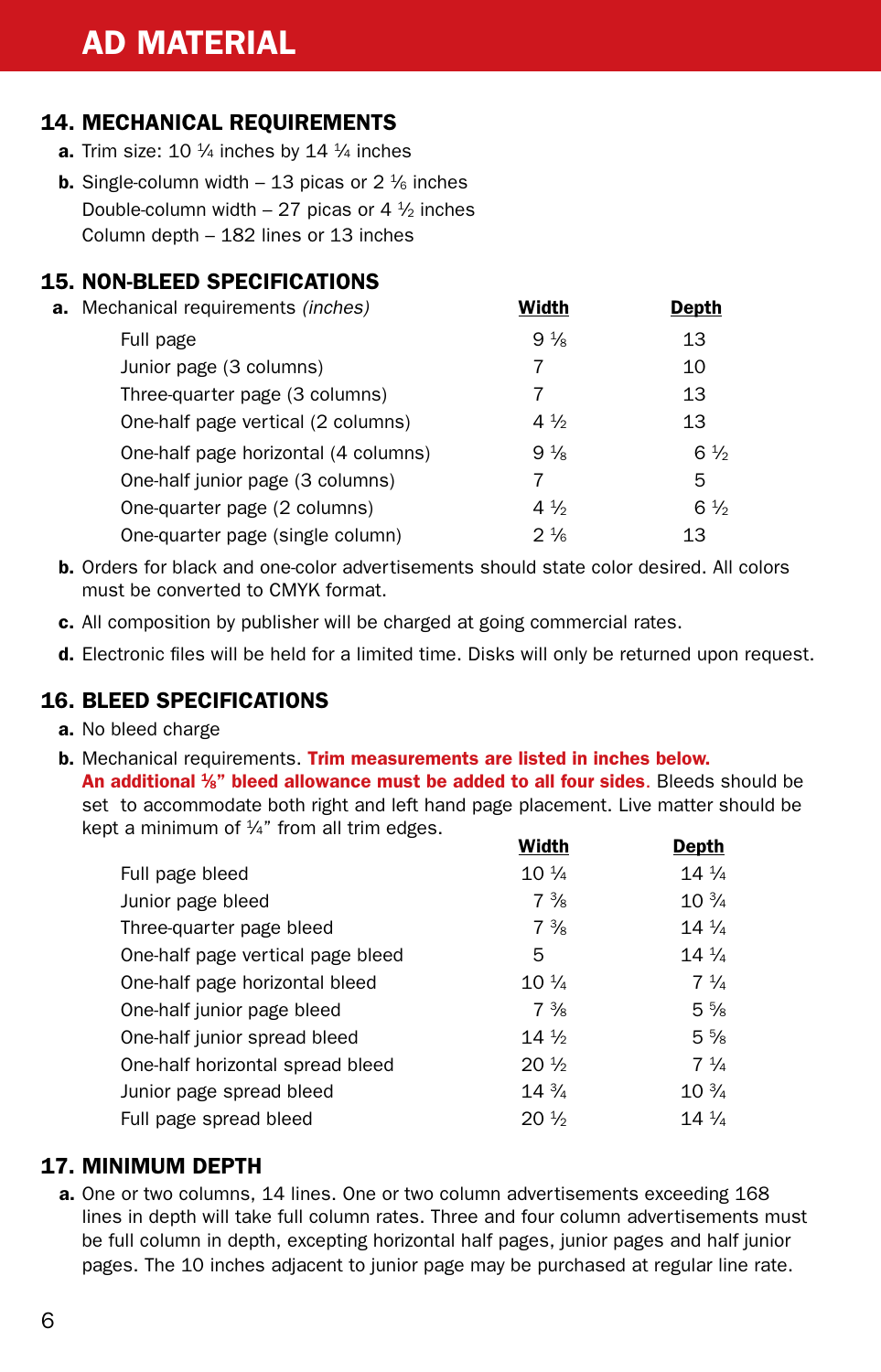# AD MATERIAL

## 14. MECHANICAL REQUIREMENTS

**a.** Trim size: 10 ¼ inches by 14 ¼ inches

**b.** Single-column width – 13 picas or 2 ⅙ inches
Double-column width – 27 picas or 4 ½ inches
Column depth – 182 lines or 13 inches

## 15. NON-BLEED SPECIFICATIONS

**a.** Mechanical requirements *(inches)*

| | Width | Depth |
|---|---|---|
| Full page | 9 ⅛ | 13 |
| Junior page (3 columns) | 7 | 10 |
| Three-quarter page (3 columns) | 7 | 13 |
| One-half page vertical (2 columns) | 4 ½ | 13 |
| One-half page horizontal (4 columns) | 9 ⅛ | 6 ½ |
| One-half junior page (3 columns) | 7 | 5 |
| One-quarter page (2 columns) | 4 ½ | 6 ½ |
| One-quarter page (single column) | 2 ⅙ | 13 |

**b.** Orders for black and one-color advertisements should state color desired. All colors must be converted to CMYK format.

**c.** All composition by publisher will be charged at going commercial rates.

**d.** Electronic files will be held for a limited time. Disks will only be returned upon request.

## 16. BLEED SPECIFICATIONS

**a.** No bleed charge

**b.** Mechanical requirements. **Trim measurements are listed in inches below. An additional ⅛" bleed allowance must be added to all four sides**. Bleeds should be set to accommodate both right and left hand page placement. Live matter should be kept a minimum of ¼" from all trim edges.

| | Width | Depth |
|---|---|---|
| Full page bleed | 10 ¼ | 14 ¼ |
| Junior page bleed | 7 ⅜ | 10 ¾ |
| Three-quarter page bleed | 7 ⅜ | 14 ¼ |
| One-half page vertical page bleed | 5 | 14 ¼ |
| One-half page horizontal bleed | 10 ¼ | 7 ¼ |
| One-half junior page bleed | 7 ⅜ | 5 ⅝ |
| One-half junior spread bleed | 14 ½ | 5 ⅝ |
| One-half horizontal spread bleed | 20 ½ | 7 ¼ |
| Junior page spread bleed | 14 ¾ | 10 ¾ |
| Full page spread bleed | 20 ½ | 14 ¼ |

## 17. MINIMUM DEPTH

**a.** One or two columns, 14 lines. One or two column advertisements exceeding 168 lines in depth will take full column rates. Three and four column advertisements must be full column in depth, excepting horizontal half pages, junior pages and half junior pages. The 10 inches adjacent to junior page may be purchased at regular line rate.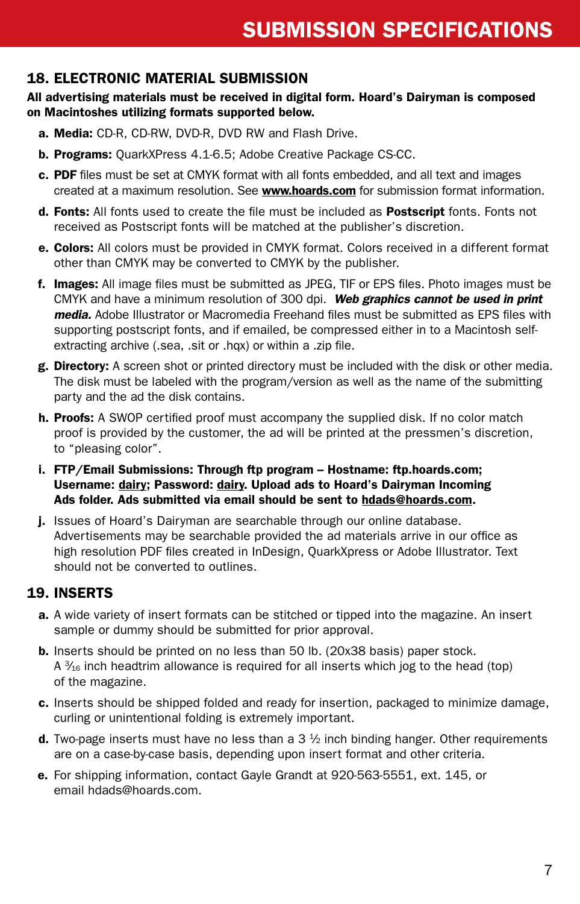# SUBMISSION SPECIFICATIONS

## 18. ELECTRONIC MATERIAL SUBMISSION

**All advertising materials must be received in digital form. Hoard's Dairyman is composed on Macintoshes utilizing formats supported below.**

- **a. Media:** CD-R, CD-RW, DVD-R, DVD RW and Flash Drive.
- **b. Programs:** QuarkXPress 4.1-6.5; Adobe Creative Package CS-CC.
- **c. PDF** files must be set at CMYK format with all fonts embedded, and all text and images created at a maximum resolution. See **www.hoards.com** for submission format information.
- **d. Fonts:** All fonts used to create the file must be included as **Postscript** fonts. Fonts not received as Postscript fonts will be matched at the publisher's discretion.
- **e. Colors:** All colors must be provided in CMYK format. Colors received in a different format other than CMYK may be converted to CMYK by the publisher.
- **f. Images:** All image files must be submitted as JPEG, TIF or EPS files. Photo images must be CMYK and have a minimum resolution of 300 dpi. ***Web graphics cannot be used in print media.*** Adobe Illustrator or Macromedia Freehand files must be submitted as EPS files with supporting postscript fonts, and if emailed, be compressed either in to a Macintosh self-extracting archive (.sea, .sit or .hqx) or within a .zip file.
- **g. Directory:** A screen shot or printed directory must be included with the disk or other media. The disk must be labeled with the program/version as well as the name of the submitting party and the ad the disk contains.
- **h. Proofs:** A SWOP certified proof must accompany the supplied disk. If no color match proof is provided by the customer, the ad will be printed at the pressmen's discretion, to "pleasing color".
- **i. FTP/Email Submissions: Through ftp program – Hostname: ftp.hoards.com; Username: dairy; Password: dairy. Upload ads to Hoard's Dairyman Incoming Ads folder. Ads submitted via email should be sent to hdads@hoards.com.**
- **j.** Issues of Hoard's Dairyman are searchable through our online database. Advertisements may be searchable provided the ad materials arrive in our office as high resolution PDF files created in InDesign, QuarkXpress or Adobe Illustrator. Text should not be converted to outlines.

## 19. INSERTS

- **a.** A wide variety of insert formats can be stitched or tipped into the magazine. An insert sample or dummy should be submitted for prior approval.
- **b.** Inserts should be printed on no less than 50 lb. (20x38 basis) paper stock. A 3⁄16 inch headtrim allowance is required for all inserts which jog to the head (top) of the magazine.
- **c.** Inserts should be shipped folded and ready for insertion, packaged to minimize damage, curling or unintentional folding is extremely important.
- **d.** Two-page inserts must have no less than a 3 ½ inch binding hanger. Other requirements are on a case-by-case basis, depending upon insert format and other criteria.
- **e.** For shipping information, contact Gayle Grandt at 920-563-5551, ext. 145, or email hdads@hoards.com.